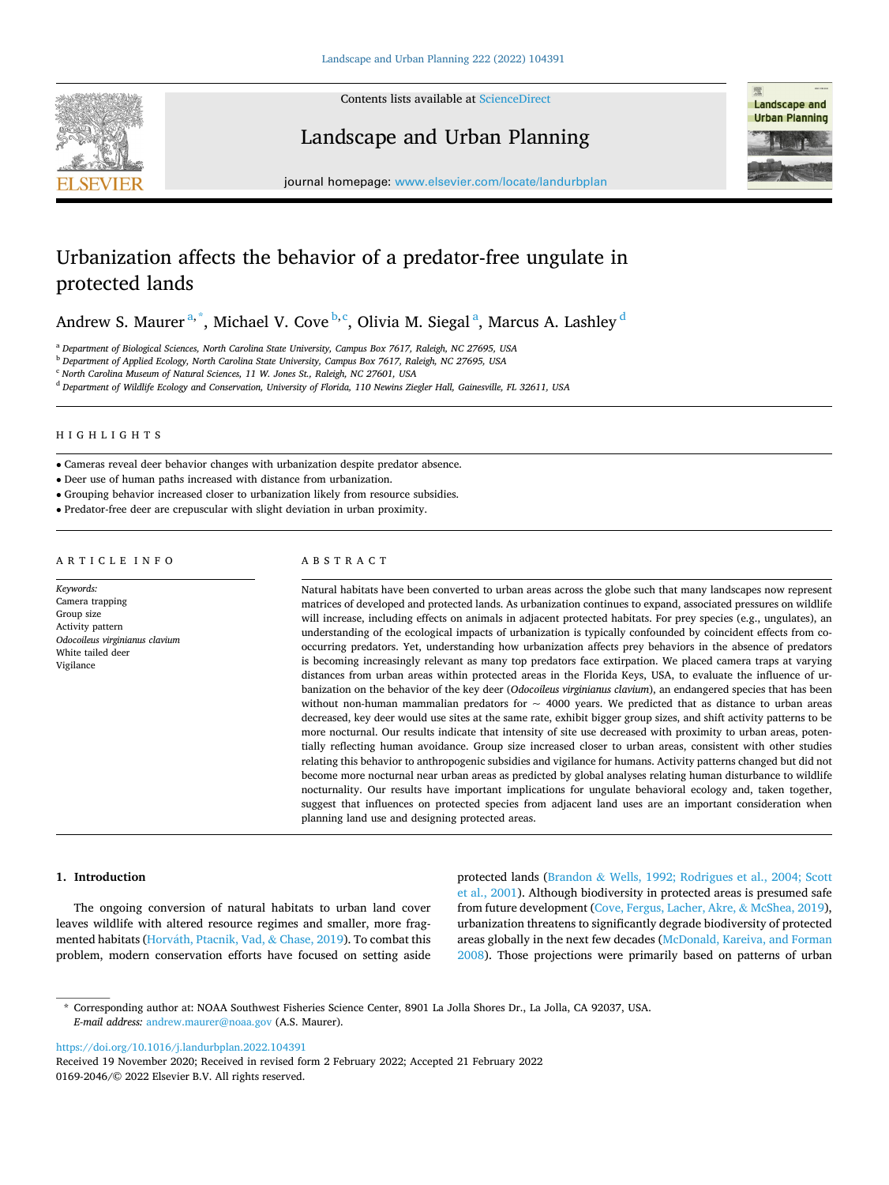# Urbanization affects the behavior of a predator-free ungulate in protected lands

Andrew S. Maurer [a,*], Michael V. Cove [b,c], Olivia M. Siegal [a], Marcus A. Lashley [d]

[a] Department of Biological Sciences, North Carolina State University, Campus Box 7617, Raleigh, NC 27695, USA
[b] Department of Applied Ecology, North Carolina State University, Campus Box 7617, Raleigh, NC 27695, USA
[c] North Carolina Museum of Natural Sciences, 11 W. Jones St., Raleigh, NC 27601, USA
[d] Department of Wildlife Ecology and Conservation, University of Florida, 110 Newins Ziegler Hall, Gainesville, FL 32611, USA

## HIGHLIGHTS

- Cameras reveal deer behavior changes with urbanization despite predator absence.
- Deer use of human paths increased with distance from urbanization.
- Grouping behavior increased closer to urbanization likely from resource subsidies.
- Predator-free deer are crepuscular with slight deviation in urban proximity.

## ARTICLE INFO

*Keywords:*
Camera trapping
Group size
Activity pattern
*Odocoileus virginianus clavium*
White tailed deer
Vigilance

## ABSTRACT

Natural habitats have been converted to urban areas across the globe such that many landscapes now represent matrices of developed and protected lands. As urbanization continues to expand, associated pressures on wildlife will increase, including effects on animals in adjacent protected habitats. For prey species (e.g., ungulates), an understanding of the ecological impacts of urbanization is typically confounded by coincident effects from co-occurring predators. Yet, understanding how urbanization affects prey behaviors in the absence of predators is becoming increasingly relevant as many top predators face extirpation. We placed camera traps at varying distances from urban areas within protected areas in the Florida Keys, USA, to evaluate the influence of urbanization on the behavior of the key deer (*Odocoileus virginianus clavium*), an endangered species that has been without non-human mammalian predators for ~ 4000 years. We predicted that as distance to urban areas decreased, key deer would use sites at the same rate, exhibit bigger group sizes, and shift activity patterns to be more nocturnal. Our results indicate that intensity of site use decreased with proximity to urban areas, potentially reflecting human avoidance. Group size increased closer to urban areas, consistent with other studies relating this behavior to anthropogenic subsidies and vigilance for humans. Activity patterns changed but did not become more nocturnal near urban areas as predicted by global analyses relating human disturbance to wildlife nocturnality. Our results have important implications for ungulate behavioral ecology and, taken together, suggest that influences on protected species from adjacent land uses are an important consideration when planning land use and designing protected areas.

## 1. Introduction

The ongoing conversion of natural habitats to urban land cover leaves wildlife with altered resource regimes and smaller, more fragmented habitats (Horváth, Ptacnik, Vad, & Chase, 2019). To combat this problem, modern conservation efforts have focused on setting aside protected lands (Brandon & Wells, 1992; Rodrigues et al., 2004; Scott et al., 2001). Although biodiversity in protected areas is presumed safe from future development (Cove, Fergus, Lacher, Akre, & McShea, 2019), urbanization threatens to significantly degrade biodiversity of protected areas globally in the next few decades (McDonald, Kareiva, and Forman 2008). Those projections were primarily based on patterns of urban

* Corresponding author at: NOAA Southwest Fisheries Science Center, 8901 La Jolla Shores Dr., La Jolla, CA 92037, USA.
*E-mail address:* andrew.maurer@noaa.gov (A.S. Maurer).

https://doi.org/10.1016/j.landurbplan.2022.104391
Received 19 November 2020; Received in revised form 2 February 2022; Accepted 21 February 2022
0169-2046/© 2022 Elsevier B.V. All rights reserved.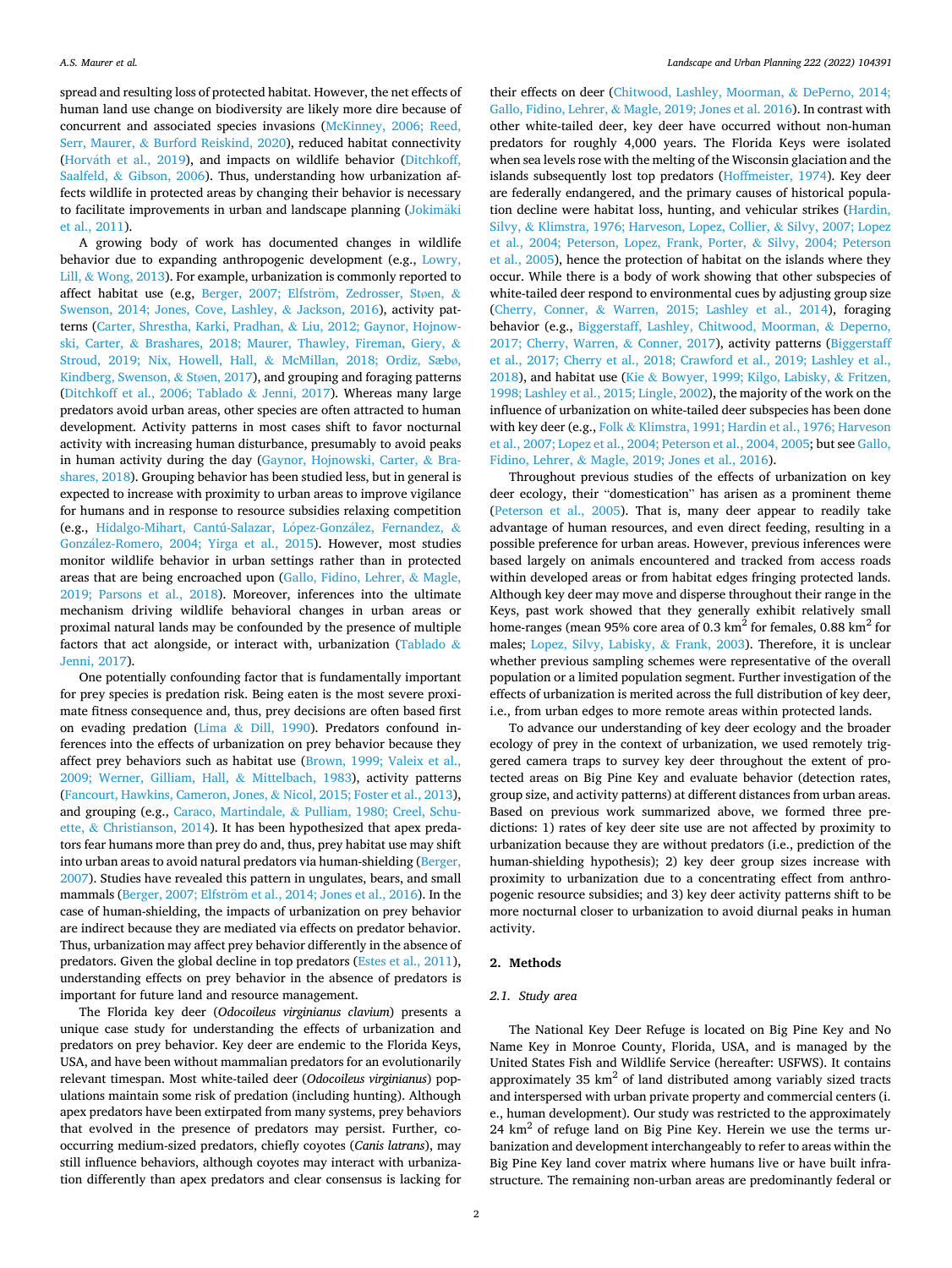spread and resulting loss of protected habitat. However, the net effects of human land use change on biodiversity are likely more dire because of concurrent and associated species invasions (McKinney, 2006; Reed, Serr, Maurer, & Burford Reiskind, 2020), reduced habitat connectivity (Horváth et al., 2019), and impacts on wildlife behavior (Ditchkoff, Saalfeld, & Gibson, 2006). Thus, understanding how urbanization affects wildlife in protected areas by changing their behavior is necessary to facilitate improvements in urban and landscape planning (Jokimäki et al., 2011).

A growing body of work has documented changes in wildlife behavior due to expanding anthropogenic development (e.g., Lowry, Lill, & Wong, 2013). For example, urbanization is commonly reported to affect habitat use (e.g, Berger, 2007; Elfström, Zedrosser, Støen, & Swenson, 2014; Jones, Cove, Lashley, & Jackson, 2016), activity patterns (Carter, Shrestha, Karki, Pradhan, & Liu, 2012; Gaynor, Hojnowski, Carter, & Brashares, 2018; Maurer, Thawley, Fireman, Giery, & Stroud, 2019; Nix, Howell, Hall, & McMillan, 2018; Ordiz, Sæbø, Kindberg, Swenson, & Støen, 2017), and grouping and foraging patterns (Ditchkoff et al., 2006; Tablado & Jenni, 2017). Whereas many large predators avoid urban areas, other species are often attracted to human development. Activity patterns in most cases shift to favor nocturnal activity with increasing human disturbance, presumably to avoid peaks in human activity during the day (Gaynor, Hojnowski, Carter, & Brashares, 2018). Grouping behavior has been studied less, but in general is expected to increase with proximity to urban areas to improve vigilance for humans and in response to resource subsidies relaxing competition (e.g., Hidalgo-Mihart, Cantú-Salazar, López-González, Fernandez, & González-Romero, 2004; Yirga et al., 2015). However, most studies monitor wildlife behavior in urban settings rather than in protected areas that are being encroached upon (Gallo, Fidino, Lehrer, & Magle, 2019; Parsons et al., 2018). Moreover, inferences into the ultimate mechanism driving wildlife behavioral changes in urban areas or proximal natural lands may be confounded by the presence of multiple factors that act alongside, or interact with, urbanization (Tablado & Jenni, 2017).

One potentially confounding factor that is fundamentally important for prey species is predation risk. Being eaten is the most severe proximate fitness consequence and, thus, prey decisions are often based first on evading predation (Lima & Dill, 1990). Predators confound inferences into the effects of urbanization on prey behavior because they affect prey behaviors such as habitat use (Brown, 1999; Valeix et al., 2009; Werner, Gilliam, Hall, & Mittelbach, 1983), activity patterns (Fancourt, Hawkins, Cameron, Jones, & Nicol, 2015; Foster et al., 2013), and grouping (e.g., Caraco, Martindale, & Pulliam, 1980; Creel, Schuette, & Christianson, 2014). It has been hypothesized that apex predators fear humans more than prey do and, thus, prey habitat use may shift into urban areas to avoid natural predators via human-shielding (Berger, 2007). Studies have revealed this pattern in ungulates, bears, and small mammals (Berger, 2007; Elfström et al., 2014; Jones et al., 2016). In the case of human-shielding, the impacts of urbanization on prey behavior are indirect because they are mediated via effects on predator behavior. Thus, urbanization may affect prey behavior differently in the absence of predators. Given the global decline in top predators (Estes et al., 2011), understanding effects on prey behavior in the absence of predators is important for future land and resource management.

The Florida key deer (*Odocoileus virginianus clavium*) presents a unique case study for understanding the effects of urbanization and predators on prey behavior. Key deer are endemic to the Florida Keys, USA, and have been without mammalian predators for an evolutionarily relevant timespan. Most white-tailed deer (*Odocoileus virginianus*) populations maintain some risk of predation (including hunting). Although apex predators have been extirpated from many systems, prey behaviors that evolved in the presence of predators may persist. Further, co-occurring medium-sized predators, chiefly coyotes (*Canis latrans*), may still influence behaviors, although coyotes may interact with urbanization differently than apex predators and clear consensus is lacking for their effects on deer (Chitwood, Lashley, Moorman, & DePerno, 2014; Gallo, Fidino, Lehrer, & Magle, 2019; Jones et al. 2016). In contrast with other white-tailed deer, key deer have occurred without non-human predators for roughly 4,000 years. The Florida Keys were isolated when sea levels rose with the melting of the Wisconsin glaciation and the islands subsequently lost top predators (Hoffmeister, 1974). Key deer are federally endangered, and the primary causes of historical population decline were habitat loss, hunting, and vehicular strikes (Hardin, Silvy, & Klimstra, 1976; Harveson, Lopez, Collier, & Silvy, 2007; Lopez et al., 2004; Peterson, Lopez, Frank, Porter, & Silvy, 2004; Peterson et al., 2005), hence the protection of habitat on the islands where they occur. While there is a body of work showing that other subspecies of white-tailed deer respond to environmental cues by adjusting group size (Cherry, Conner, & Warren, 2015; Lashley et al., 2014), foraging behavior (e.g., Biggerstaff, Lashley, Chitwood, Moorman, & Deperno, 2017; Cherry, Warren, & Conner, 2017), activity patterns (Biggerstaff et al., 2017; Cherry et al., 2018; Crawford et al., 2019; Lashley et al., 2018), and habitat use (Kie & Bowyer, 1999; Kilgo, Labisky, & Fritzen, 1998; Lashley et al., 2015; Lingle, 2002), the majority of the work on the influence of urbanization with white-tailed deer subspecies has been done with key deer (e.g., Folk & Klimstra, 1991; Hardin et al., 1976; Harveson et al., 2007; Lopez et al., 2004; Peterson et al., 2004, 2005; but see Gallo, Fidino, Lehrer, & Magle, 2019; Jones et al., 2016).

Throughout previous studies of the effects of urbanization on key deer ecology, their "domestication" has arisen as a prominent theme (Peterson et al., 2005). That is, many deer appear to readily take advantage of human resources, and even direct feeding, resulting in a possible preference for urban areas. However, previous inferences were based largely on animals encountered and tracked from access roads within developed areas or from habitat edges fringing protected lands. Although key deer may move and disperse throughout their range in the Keys, past work showed that they generally exhibit relatively small home-ranges (mean 95% core area of 0.3 km$^2$ for females, 0.88 km$^2$ for males; Lopez, Silvy, Labisky, & Frank, 2003). Therefore, it is unclear whether previous sampling schemes were representative of the overall population or a limited population segment. Further investigation of the effects of urbanization is merited across the full distribution of key deer, i.e., from urban edges to more remote areas within protected lands.

To advance our understanding of key deer ecology and the broader ecology of prey in the context of urbanization, we used remotely triggered camera traps to survey key deer throughout the extent of protected areas on Big Pine Key and evaluate behavior (detection rates, group size, and activity patterns) at different distances from urban areas. Based on previous work summarized above, we formed three predictions: 1) rates of key deer site use are not affected by proximity to urbanization because they are without predators (i.e., prediction of the human-shielding hypothesis); 2) key deer group sizes increase with proximity to urbanization due to a concentrating effect from anthropogenic resource subsidies; and 3) key deer activity patterns shift to be more nocturnal closer to urbanization to avoid diurnal peaks in human activity.

## 2. Methods

### 2.1. Study area

The National Key Deer Refuge is located on Big Pine Key and No Name Key in Monroe County, Florida, USA, and is managed by the United States Fish and Wildlife Service (hereafter: USFWS). It contains approximately 35 km$^2$ of land distributed among variably sized tracts and interspersed with urban private property and commercial centers (i.e., human development). Our study was restricted to the approximately 24 km$^2$ of refuge land on Big Pine Key. Herein we use the terms urbanization and development interchangeably to refer to areas within the Big Pine Key land cover matrix where humans live or have built infrastructure. The remaining non-urban areas are predominantly federal or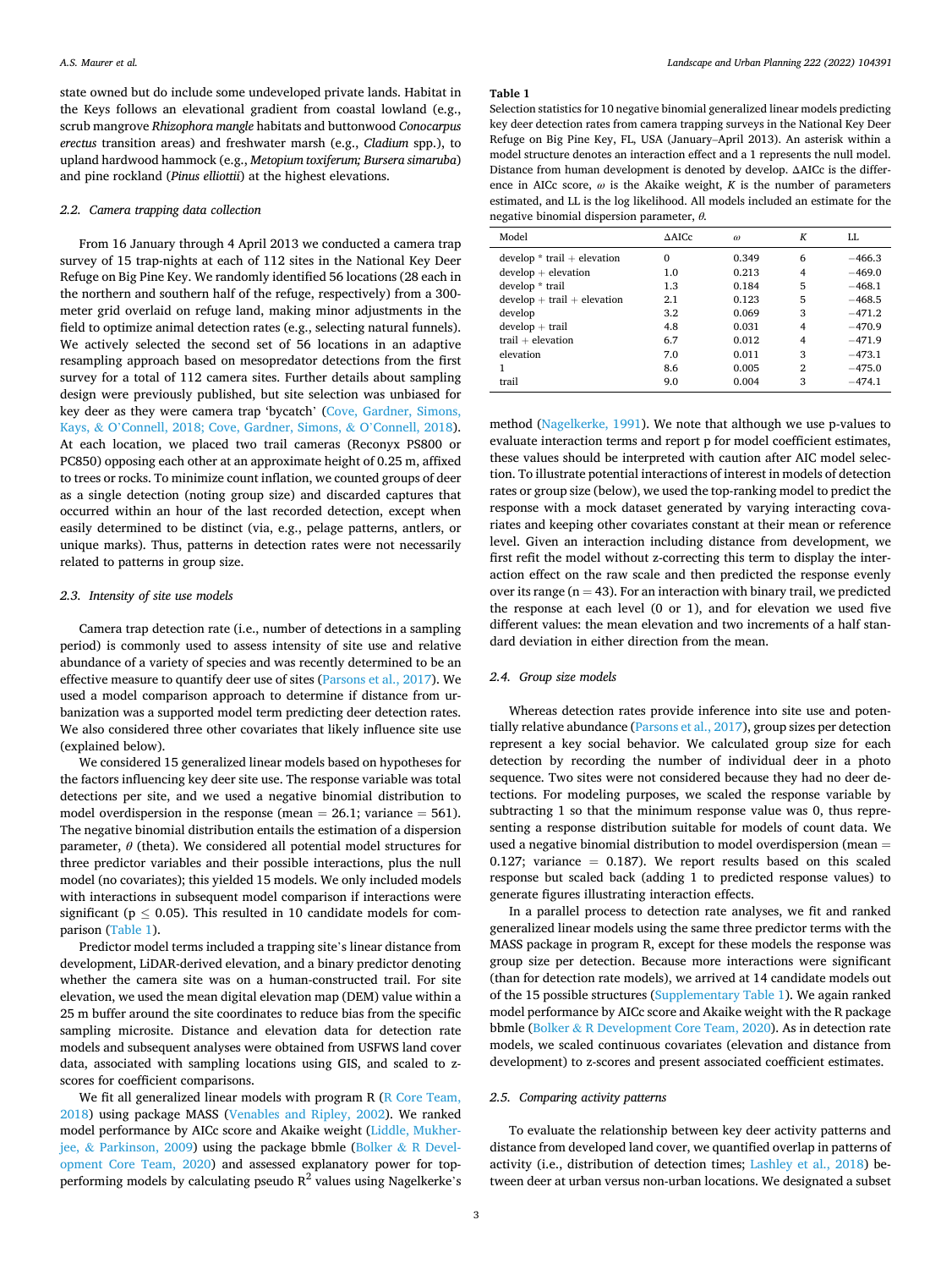state owned but do include some undeveloped private lands. Habitat in the Keys follows an elevational gradient from coastal lowland (e.g., scrub mangrove *Rhizophora mangle* habitats and buttonwood *Conocarpus erectus* transition areas) and freshwater marsh (e.g., *Cladium* spp.), to upland hardwood hammock (e.g., *Metopium toxiferum; Bursera simaruba*) and pine rockland (*Pinus elliottii*) at the highest elevations.

### 2.2. Camera trapping data collection

From 16 January through 4 April 2013 we conducted a camera trap survey of 15 trap-nights at each of 112 sites in the National Key Deer Refuge on Big Pine Key. We randomly identified 56 locations (28 each in the northern and southern half of the refuge, respectively) from a 300-meter grid overlaid on refuge land, making minor adjustments in the field to optimize animal detection rates (e.g., selecting natural funnels). We actively selected the second set of 56 locations in an adaptive resampling approach based on mesopredator detections from the first survey for a total of 112 camera sites. Further details about sampling design were previously published, but site selection was unbiased for key deer as they were camera trap 'bycatch' (Cove, Gardner, Simons, Kays, & O'Connell, 2018; Cove, Gardner, Simons, & O'Connell, 2018). At each location, we placed two trail cameras (Reconyx PS800 or PC850) opposing each other at an approximate height of 0.25 m, affixed to trees or rocks. To minimize count inflation, we counted groups of deer as a single detection (noting group size) and discarded captures that occurred within an hour of the last recorded detection, except when easily determined to be distinct (via, e.g., pelage patterns, antlers, or unique marks). Thus, patterns in detection rates were not necessarily related to patterns in group size.

### 2.3. Intensity of site use models

Camera trap detection rate (i.e., number of detections in a sampling period) is commonly used to assess intensity of site use and relative abundance of a variety of species and was recently determined to be an effective measure to quantify deer use of sites (Parsons et al., 2017). We used a model comparison approach to determine if distance from urbanization was a supported model term predicting deer detection rates. We also considered three other covariates that likely influence site use (explained below).

We considered 15 generalized linear models based on hypotheses for the factors influencing key deer site use. The response variable was total detections per site, and we used a negative binomial distribution to model overdispersion in the response (mean = 26.1; variance = 561). The negative binomial distribution entails the estimation of a dispersion parameter, $\theta$ (theta). We considered all potential model structures for three predictor variables and their possible interactions, plus the null model (no covariates); this yielded 15 models. We only included models with interactions in subsequent model comparison if interactions were significant ($p \leq 0.05$). This resulted in 10 candidate models for comparison (Table 1).

Predictor model terms included a trapping site's linear distance from development, LiDAR-derived elevation, and a binary predictor denoting whether the camera site was on a human-constructed trail. For site elevation, we used the mean digital elevation map (DEM) value within a 25 m buffer around the site coordinates to reduce bias from the specific sampling microsite. Distance and elevation data for detection rate models and subsequent analyses were obtained from USFWS land cover data, associated with sampling locations using GIS, and scaled to z-scores for coefficient comparisons.

We fit all generalized linear models with program R (R Core Team, 2018) using package MASS (Venables and Ripley, 2002). We ranked model performance by AICc score and Akaike weight (Liddle, Mukherjee, & Parkinson, 2009) using the package bbmle (Bolker & R Development Core Team, 2020) and assessed explanatory power for top-performing models by calculating pseudo $R^2$ values using Nagelkerke's method (Nagelkerke, 1991). We note that although we use p-values to evaluate interaction terms and report p for model coefficient estimates, these values should be interpreted with caution after AIC model selection. To illustrate potential interactions of interest in models of detection rates or group size (below), we used the top-ranking model to predict the response with a mock dataset generated by varying interacting covariates and keeping other covariates constant at their mean or reference level. Given an interaction including distance from development, we first refit the model without z-correcting this term to display the interaction effect on the raw scale and then predicted the response evenly over its range (n = 43). For an interaction with binary trail, we predicted the response at each level (0 or 1), and for elevation we used five different values: the mean elevation and two increments of a half standard deviation in either direction from the mean.

**Table 1**
Selection statistics for 10 negative binomial generalized linear models predicting key deer detection rates from camera trapping surveys in the National Key Deer Refuge on Big Pine Key, FL, USA (January–April 2013). An asterisk within a model structure denotes an interaction effect and a 1 represents the null model. Distance from human development is denoted by develop. ΔAICc is the difference in AICc score, $\omega$ is the Akaike weight, $K$ is the number of parameters estimated, and LL is the log likelihood. All models included an estimate for the negative binomial dispersion parameter, $\theta$.

| Model | ΔAICc | $\omega$ | $K$ | LL |
|---|---|---|---|---|
| develop * trail + elevation | 0 | 0.349 | 6 | −466.3 |
| develop + elevation | 1.0 | 0.213 | 4 | −469.0 |
| develop * trail | 1.3 | 0.184 | 5 | −468.1 |
| develop + trail + elevation | 2.1 | 0.123 | 5 | −468.5 |
| develop | 3.2 | 0.069 | 3 | −471.2 |
| develop + trail | 4.8 | 0.031 | 4 | −470.9 |
| trail + elevation | 6.7 | 0.012 | 4 | −471.9 |
| elevation | 7.0 | 0.011 | 3 | −473.1 |
| 1 | 8.6 | 0.005 | 2 | −475.0 |
| trail | 9.0 | 0.004 | 3 | −474.1 |

### 2.4. Group size models

Whereas detection rates provide inference into site use and potentially relative abundance (Parsons et al., 2017), group sizes per detection represent a key social behavior. We calculated group size for each detection by recording the number of individual deer in a photo sequence. Two sites were not considered because they had no deer detections. For modeling purposes, we scaled the response variable by subtracting 1 so that the minimum response value was 0, thus representing a response distribution suitable for models of count data. We used a negative binomial distribution to model overdispersion (mean = 0.127; variance = 0.187). We report results based on this scaled response but scaled back (adding 1 to predicted response values) to generate figures illustrating interaction effects.

In a parallel process to detection rate analyses, we fit and ranked generalized linear models using the same three predictor terms with the MASS package in program R, except for these models the response was group size per detection. Because more interactions were significant (than for detection rate models), we arrived at 14 candidate models out of the 15 possible structures (Supplementary Table 1). We again ranked model performance by AICc score and Akaike weight with the R package bbmle (Bolker & R Development Core Team, 2020). As in detection rate models, we scaled continuous covariates (elevation and distance from development) to z-scores and present associated coefficient estimates.

### 2.5. Comparing activity patterns

To evaluate the relationship between key deer activity patterns and distance from developed land cover, we quantified overlap in patterns of activity (i.e., distribution of detection times; Lashley et al., 2018) between deer at urban versus non-urban locations. We designated a subset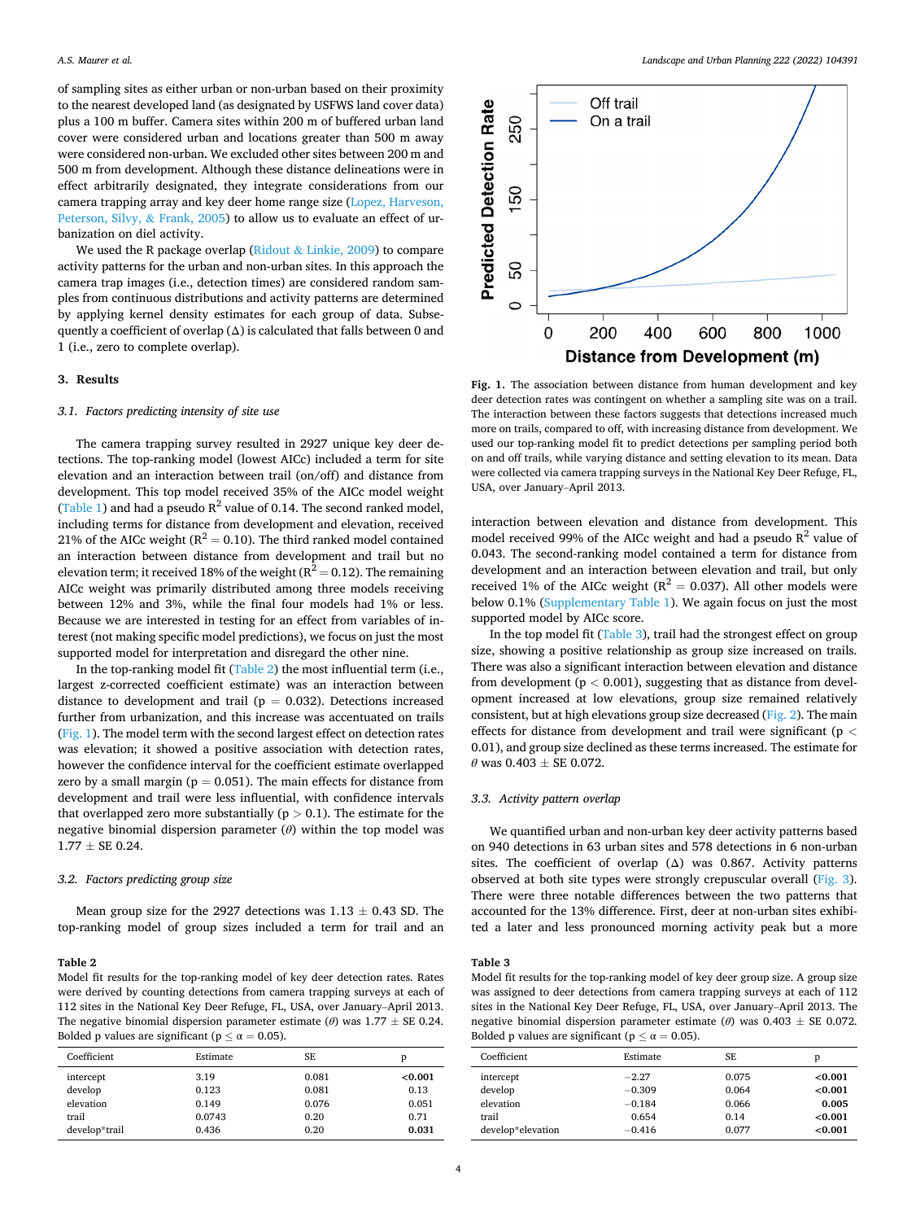of sampling sites as either urban or non-urban based on their proximity to the nearest developed land (as designated by USFWS land cover data) plus a 100 m buffer. Camera sites within 200 m of buffered urban land cover were considered urban and locations greater than 500 m away were considered non-urban. We excluded other sites between 200 m and 500 m from development. Although these distance delineations were in effect arbitrarily designated, they integrate considerations from our camera trapping array and key deer home range size (Lopez, Harveson, Peterson, Silvy, & Frank, 2005) to allow us to evaluate an effect of urbanization on diel activity.

We used the R package overlap (Ridout & Linkie, 2009) to compare activity patterns for the urban and non-urban sites. In this approach the camera trap images (i.e., detection times) are considered random samples from continuous distributions and activity patterns are determined by applying kernel density estimates for each group of data. Subsequently a coefficient of overlap (Δ) is calculated that falls between 0 and 1 (i.e., zero to complete overlap).

## 3. Results

### 3.1. Factors predicting intensity of site use

The camera trapping survey resulted in 2927 unique key deer detections. The top-ranking model (lowest AICc) included a term for site elevation and an interaction between trail (on/off) and distance from development. This top model received 35% of the AICc model weight (Table 1) and had a pseudo $R^2$ value of 0.14. The second ranked model, including terms for distance from development and elevation, received 21% of the AICc weight ($R^2 = 0.10$). The third ranked model contained an interaction between distance from development and trail but no elevation term; it received 18% of the weight ($R^2 = 0.12$). The remaining AICc weight was primarily distributed among three models receiving between 12% and 3%, while the final four models had 1% or less. Because we are interested in testing for an effect from variables of interest (not making specific model predictions), we focus on just the most supported model for interpretation and disregard the other nine.

In the top-ranking model fit (Table 2) the most influential term (i.e., largest z-corrected coefficient estimate) was an interaction between distance to development and trail ($p = 0.032$). Detections increased further from urbanization, and this increase was accentuated on trails (Fig. 1). The model term with the second largest effect on detection rates was elevation; it showed a positive association with detection rates, however the confidence interval for the coefficient estimate overlapped zero by a small margin ($p = 0.051$). The main effects for distance from development and trail were less influential, with confidence intervals that overlapped zero more substantially ($p > 0.1$). The estimate for the negative binomial dispersion parameter ($\theta$) within the top model was $1.77 \pm$ SE 0.24.

### 3.2. Factors predicting group size

Mean group size for the 2927 detections was $1.13 \pm 0.43$ SD. The top-ranking model of group sizes included a term for trail and an interaction between elevation and distance from development. This model received 99% of the AICc weight and had a pseudo $R^2$ value of 0.043. The second-ranking model contained a term for distance from development and an interaction between elevation and trail, but only received 1% of the AICc weight ($R^2 = 0.037$). All other models were below 0.1% (Supplementary Table 1). We again focus on just the most supported model by AICc score.

In the top model fit (Table 3), trail had the strongest effect on group size, showing a positive relationship as group size increased on trails. There was also a significant interaction between elevation and distance from development ($p < 0.001$), suggesting that as distance from development increased at low elevations, group size remained relatively consistent, but at high elevations group size decreased (Fig. 2). The main effects for distance from development and trail were significant ($p < 0.01$), and group size declined as these terms increased. The estimate for $\theta$ was $0.403 \pm$ SE 0.072.

**Fig. 1.** The association between distance from human development and key deer detection rates was contingent on whether a sampling site was on a trail. The interaction between these factors suggests that detections increased much more on trails, compared to off, with increasing distance from development. We used our top-ranking model fit to predict detections per sampling period both on and off trails, while varying distance and setting elevation to its mean. Data were collected via camera trapping surveys in the National Key Deer Refuge, FL, USA, over January–April 2013.

### 3.3. Activity pattern overlap

We quantified urban and non-urban key deer activity patterns based on 940 detections in 63 urban sites and 578 detections in 6 non-urban sites. The coefficient of overlap (Δ) was 0.867. Activity patterns observed at both site types were strongly crepuscular overall (Fig. 3). There were three notable differences between the two patterns that accounted for the 13% difference. First, deer at non-urban sites exhibited a later and less pronounced morning activity peak but a more

**Table 2**
Model fit results for the top-ranking model of key deer detection rates. Rates were derived by counting detections from camera trapping surveys at each of 112 sites in the National Key Deer Refuge, FL, USA, over January–April 2013. The negative binomial dispersion parameter estimate ($\theta$) was $1.77 \pm$ SE 0.24. Bolded p values are significant ($p \le \alpha = 0.05$).

| Coefficient | Estimate | SE | p |
|---|---|---|---|
| intercept | 3.19 | 0.081 | **<0.001** |
| develop | 0.123 | 0.081 | 0.13 |
| elevation | 0.149 | 0.076 | 0.051 |
| trail | 0.0743 | 0.20 | 0.71 |
| develop*trail | 0.436 | 0.20 | **0.031** |

**Table 3**
Model fit results for the top-ranking model of key deer group size. A group size was assigned to deer detections from camera trapping surveys at each of 112 sites in the National Key Deer Refuge, FL, USA, over January–April 2013. The negative binomial dispersion parameter estimate ($\theta$) was $0.403 \pm$ SE 0.072. Bolded p values are significant ($p \le \alpha = 0.05$).

| Coefficient | Estimate | SE | p |
|---|---|---|---|
| intercept | −2.27 | 0.075 | **<0.001** |
| develop | −0.309 | 0.064 | **<0.001** |
| elevation | −0.184 | 0.066 | **0.005** |
| trail | 0.654 | 0.14 | **<0.001** |
| develop*elevation | −0.416 | 0.077 | **<0.001** |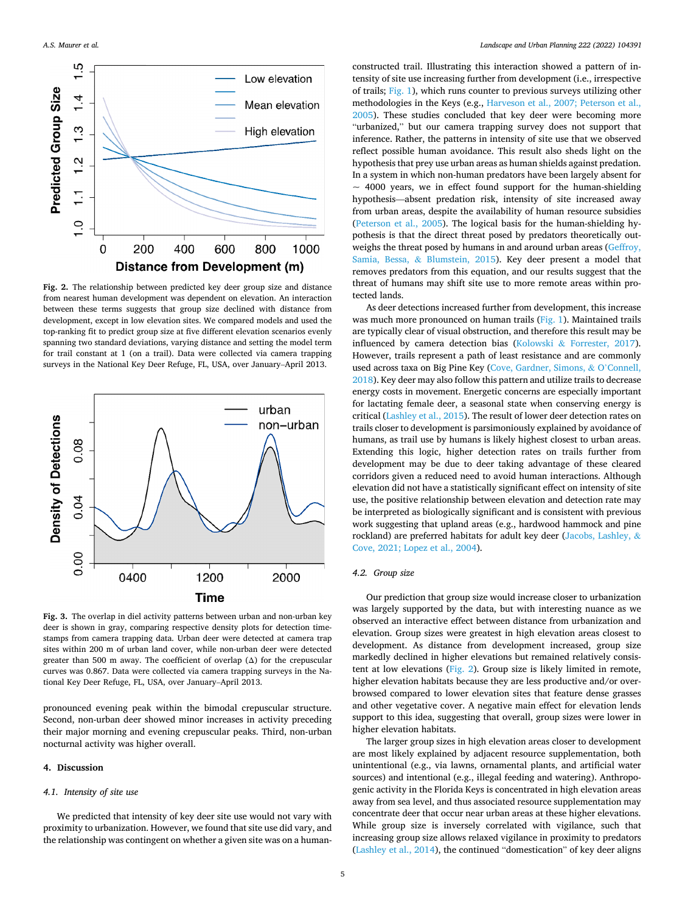Fig. 2. The relationship between predicted key deer group size and distance from nearest human development was dependent on elevation. An interaction between these terms suggests that group size declined with distance from development, except in low elevation sites. We compared models and used the top-ranking fit to predict group size at five different elevation scenarios evenly spanning two standard deviations, varying distance and setting the model term for trail constant at 1 (on a trail). Data were collected via camera trapping surveys in the National Key Deer Refuge, FL, USA, over January–April 2013.

Fig. 3. The overlap in diel activity patterns between urban and non-urban key deer is shown in gray, comparing respective density plots for detection timestamps from camera trapping data. Urban deer were detected at camera trap sites within 200 m of urban land cover, while non-urban deer were detected greater than 500 m away. The coefficient of overlap (Δ) for the crepuscular curves was 0.867. Data were collected via camera trapping surveys in the National Key Deer Refuge, FL, USA, over January–April 2013.

pronounced evening peak within the bimodal crepuscular structure. Second, non-urban deer showed minor increases in activity preceding their major morning and evening crepuscular peaks. Third, non-urban nocturnal activity was higher overall.

## 4. Discussion

### 4.1. Intensity of site use

We predicted that intensity of key deer site use would not vary with proximity to urbanization. However, we found that site use did vary, and the relationship was contingent on whether a given site was on a human-constructed trail. Illustrating this interaction showed a pattern of intensity of site use increasing further from development (i.e., irrespective of trails; Fig. 1), which runs counter to previous surveys utilizing other methodologies in the Keys (e.g., Harveson et al., 2007; Peterson et al., 2005). These studies concluded that key deer were becoming more "urbanized," but our camera trapping survey does not support that inference. Rather, the patterns in intensity of site use that we observed reflect possible human avoidance. This result also sheds light on the hypothesis that prey use urban areas as human shields against predation. In a system in which non-human predators have been largely absent for ~ 4000 years, we in effect found support for the human-shielding hypothesis—absent predation risk, intensity of site increased away from urban areas, despite the availability of human resource subsidies (Peterson et al., 2005). The logical basis for the human-shielding hypothesis is that the direct threat posed by predators theoretically outweighs the threat posed by humans in and around urban areas (Geffroy, Samia, Bessa, & Blumstein, 2015). Key deer present a model that removes predators from this equation, and our results suggest that the threat of humans may shift site use to more remote areas within protected lands.

As deer detections increased further from development, this increase was much more pronounced on human trails (Fig. 1). Maintained trails are typically clear of visual obstruction, and therefore this result may be influenced by camera detection bias (Kolowski & Forrester, 2017). However, trails represent a path of least resistance and are commonly used across taxa on Big Pine Key (Cove, Gardner, Simons, & O'Connell, 2018). Key deer may also follow this pattern and utilize trails to decrease energy costs in movement. Energetic concerns are especially important for lactating female deer, a seasonal state when conserving energy is critical (Lashley et al., 2015). The result of lower deer detection rates on trails closer to development is parsimoniously explained by avoidance of humans, as trail use by humans is likely highest closest to urban areas. Extending this logic, higher detection rates on trails further from development may be due to deer taking advantage of these cleared corridors given a reduced need to avoid human interactions. Although elevation did not have a statistically significant effect on intensity of site use, the positive relationship between elevation and detection rate may be interpreted as biologically significant and is consistent with previous work suggesting that upland areas (e.g., hardwood hammock and pine rockland) are preferred habitats for adult key deer (Jacobs, Lashley, & Cove, 2021; Lopez et al., 2004).

### 4.2. Group size

Our prediction that group size would increase closer to urbanization was largely supported by the data, but with interesting nuance as we observed an interactive effect between distance from urbanization and elevation. Group sizes were greatest in high elevation areas closest to development. As distance from development increased, group size markedly declined in higher elevations but remained relatively consistent at low elevations (Fig. 2). Group size is likely limited in remote, higher elevation habitats because they are less productive and/or overbrowsed compared to lower elevation sites that feature dense grasses and other vegetative cover. A negative main effect for elevation lends support to this idea, suggesting that overall, group sizes were lower in higher elevation habitats.

The larger group sizes in high elevation areas closer to development are most likely explained by adjacent resource supplementation, both unintentional (e.g., via lawns, ornamental plants, and artificial water sources) and intentional (e.g., illegal feeding and watering). Anthropogenic activity in the Florida Keys is concentrated in high elevation areas away from sea level, and thus associated resource supplementation may concentrate deer that occur near urban areas at these higher elevations. While group size is inversely correlated with vigilance, such that increasing group size allows relaxed vigilance in proximity to predators (Lashley et al., 2014), the continued "domestication" of key deer aligns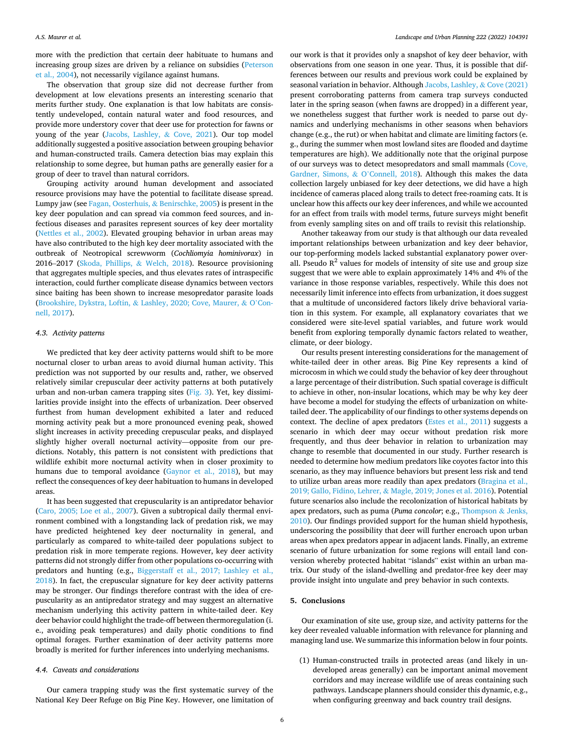more with the prediction that certain deer habituate to humans and increasing group sizes are driven by a reliance on subsidies (Peterson et al., 2004), not necessarily vigilance against humans.

The observation that group size did not decrease further from development at low elevations presents an interesting scenario that merits further study. One explanation is that low habitats are consistently undeveloped, contain natural water and food resources, and provide more understory cover that deer use for protection for fawns or young of the year (Jacobs, Lashley, & Cove, 2021). Our top model additionally suggested a positive association between grouping behavior and human-constructed trails. Camera detection bias may explain this relationship to some degree, but human paths are generally easier for a group of deer to travel than natural corridors.

Grouping activity around human development and associated resource provisions may have the potential to facilitate disease spread. Lumpy jaw (see Fagan, Oosterhuis, & Benirschke, 2005) is present in the key deer population and can spread via common feed sources, and infectious diseases and parasites represent sources of key deer mortality (Nettles et al., 2002). Elevated grouping behavior in urban areas may have also contributed to the high key deer mortality associated with the outbreak of Neotropical screwworm (*Cochliomyia hominivorax*) in 2016–2017 (Skoda, Phillips, & Welch, 2018). Resource provisioning that aggregates multiple species, and thus elevates rates of intraspecific interaction, could further complicate disease dynamics between vectors since baiting has been shown to increase mesopredator parasite loads (Brookshire, Dykstra, Loftin, & Lashley, 2020; Cove, Maurer, & O'Connell, 2017).

### 4.3. Activity patterns

We predicted that key deer activity patterns would shift to be more nocturnal closer to urban areas to avoid diurnal human activity. This prediction was not supported by our results and, rather, we observed relatively similar crepuscular deer activity patterns at both putatively urban and non-urban camera trapping sites (Fig. 3). Yet, key dissimilarities provide insight into the effects of urbanization. Deer observed furthest from human development exhibited a later and reduced morning activity peak but a more pronounced evening peak, showed slight increases in activity preceding crepuscular peaks, and displayed slightly higher overall nocturnal activity—opposite from our predictions. Notably, this pattern is not consistent with predictions that wildlife exhibit more nocturnal activity when in closer proximity to humans due to temporal avoidance (Gaynor et al., 2018), but may reflect the consequences of key deer habituation to humans in developed areas.

It has been suggested that crepuscularity is an antipredator behavior (Caro, 2005; Loe et al., 2007). Given a subtropical daily thermal environment combined with a longstanding lack of predation risk, we may have predicted heightened key deer nocturnality in general, and particularly as compared to white-tailed deer populations subject to predation risk in more temperate regions. However, key deer activity patterns did not strongly differ from other populations co-occurring with predators and hunting (e.g., Biggerstaff et al., 2017; Lashley et al., 2018). In fact, the crepuscular signature for key deer activity patterns may be stronger. Our findings therefore contrast with the idea of crepuscularity as an antipredator strategy and may suggest an alternative mechanism underlying this activity pattern in white-tailed deer. Key deer behavior could highlight the trade-off between thermoregulation (i.e., avoiding peak temperatures) and daily photic conditions to find optimal forages. Further examination of deer activity patterns more broadly is merited for further inferences into underlying mechanisms.

### 4.4. Caveats and considerations

Our camera trapping study was the first systematic survey of the National Key Deer Refuge on Big Pine Key. However, one limitation of our work is that it provides only a snapshot of key deer behavior, with observations from one season in one year. Thus, it is possible that differences between our results and previous work could be explained by seasonal variation in behavior. Although Jacobs, Lashley, & Cove (2021) present corroborating patterns from camera trap surveys conducted later in the spring season (when fawns are dropped) in a different year, we nonetheless suggest that further work is needed to parse out dynamics and underlying mechanisms in other seasons when behaviors change (e.g., the rut) or when habitat and climate are limiting factors (e.g., during the summer when most lowland sites are flooded and daytime temperatures are high). We additionally note that the original purpose of our surveys was to detect mesopredators and small mammals (Cove, Gardner, Simons, & O'Connell, 2018). Although this makes the data collection largely unbiased for key deer detections, we did have a high incidence of cameras placed along trails to detect free-roaming cats. It is unclear how this affects our key deer inferences, and while we accounted for an effect from trails with model terms, future surveys might benefit from evenly sampling sites on and off trails to revisit this relationship.

Another takeaway from our study is that although our data revealed important relationships between urbanization and key deer behavior, our top-performing models lacked substantial explanatory power overall. Pseudo $R^2$ values for models of intensity of site use and group size suggest that we were able to explain approximately 14% and 4% of the variance in those response variables, respectively. While this does not necessarily limit inference into effects from urbanization, it does suggest that a multitude of unconsidered factors likely drive behavioral variation in this system. For example, all explanatory covariates that we considered were site-level spatial variables, and future work would benefit from exploring temporally dynamic factors related to weather, climate, or deer biology.

Our results present interesting considerations for the management of white-tailed deer in other areas. Big Pine Key represents a kind of microcosm in which we could study the behavior of key deer throughout a large percentage of their distribution. Such spatial coverage is difficult to achieve in other, non-insular locations, which may be why key deer have become a model for studying the effects of urbanization on white-tailed deer. The applicability of our findings to other systems depends on context. The decline of apex predators (Estes et al., 2011) suggests a scenario in which deer may occur without predation risk more frequently, and thus deer behavior in relation to urbanization may change to resemble that documented in our study. Further research is needed to determine how medium predators like coyotes factor into this scenario, as they may influence behaviors but present less risk and tend to utilize urban areas more readily than apex predators (Bragina et al., 2019; Gallo, Fidino, Lehrer, & Magle, 2019; Jones et al. 2016). Potential future scenarios also include the recolonization of historical habitats by apex predators, such as puma (*Puma concolor*; e.g., Thompson & Jenks, 2010). Our findings provided support for the human shield hypothesis, underscoring the possibility that deer will further encroach upon urban areas when apex predators appear in adjacent lands. Finally, an extreme scenario of future urbanization for some regions will entail land conversion whereby protected habitat "islands" exist within an urban matrix. Our study of the island-dwelling and predator-free key deer may provide insight into ungulate and prey behavior in such contexts.

## 5. Conclusions

Our examination of site use, group size, and activity patterns for the key deer revealed valuable information with relevance for planning and managing land use. We summarize this information below in four points.

(1) Human-constructed trails in protected areas (and likely in undeveloped areas generally) can be important animal movement corridors and may increase wildlife use of areas containing such pathways. Landscape planners should consider this dynamic, e.g., when configuring greenway and back country trail designs.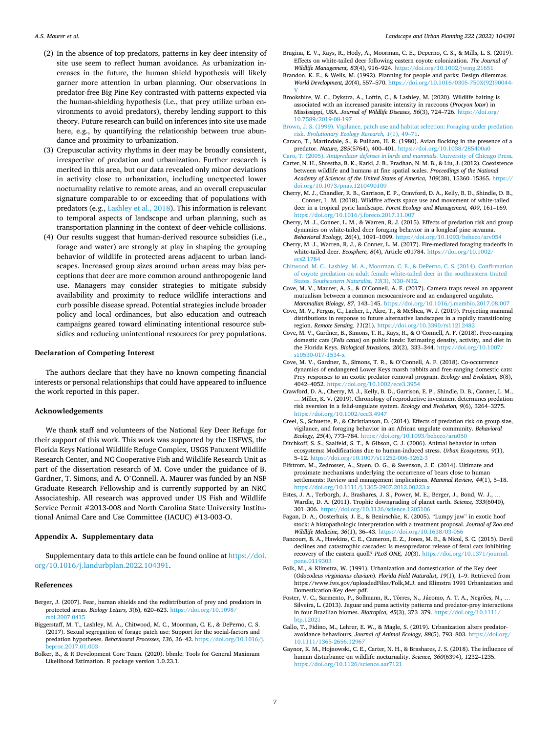2. In the absence of top predators, patterns in key deer intensity of site use seem to reflect human avoidance. As urbanization increases in the future, the human shield hypothesis will likely garner more attention in urban planning. Our observations in predator-free Big Pine Key contrasted with patterns expected via the human-shielding hypothesis (i.e., that prey utilize urban environments to avoid predators), thereby lending support to this theory. Future research can build on inferences into site use made here, e.g., by quantifying the relationship between true abundance and proximity to urbanization.
3. Crepuscular activity rhythms in deer may be broadly consistent, irrespective of predation and urbanization. Further research is merited in this area, but our data revealed only minor deviations in activity close to urbanization, including unexpected lower nocturnality relative to remote areas, and an overall crepuscular signature comparable to or exceeding that of populations with predators (e.g., Lashley et al., 2018). This information is relevant to temporal aspects of landscape and urban planning, such as transportation planning in the context of deer-vehicle collisions.
4. Our results suggest that human-derived resource subsidies (i.e., forage and water) are strongly at play in shaping the grouping behavior of wildlife in protected areas adjacent to urban landscapes. Increased group sizes around urban areas may bias perceptions that deer are more common around anthropogenic land use. Managers may consider strategies to mitigate subsidy availability and proximity to reduce wildlife interactions and curb possible disease spread. Potential strategies include broader policy and local ordinances, but also education and outreach campaigns geared toward eliminating intentional resource subsidies and reducing unintentional resources for prey populations.

## Declaration of Competing Interest

The authors declare that they have no known competing financial interests or personal relationships that could have appeared to influence the work reported in this paper.

## Acknowledgements

We thank staff and volunteers of the National Key Deer Refuge for their support of this work. This work was supported by the USFWS, the Florida Keys National Wildlife Refuge Complex, USGS Patuxent Wildlife Research Center, and NC Cooperative Fish and Wildlife Research Unit as part of the dissertation research of M. Cove under the guidance of B. Gardner, T. Simons, and A. O'Connell. A. Maurer was funded by an NSF Graduate Research Fellowship and is currently supported by an NRC Associateship. All research was approved under US Fish and Wildlife Service Permit #2013-008 and North Carolina State University Institutional Animal Care and Use Committee (IACUC) #13-003-O.

## Appendix A. Supplementary data

Supplementary data to this article can be found online at https://doi.org/10.1016/j.landurbplan.2022.104391.

## References

Berger, J. (2007). Fear, human shields and the redistribution of prey and predators in protected areas. *Biology Letters, 3*(6), 620–623. https://doi.org/10.1098/rsbl.2007.0415

Biggerstaff, M. T., Lashley, M. A., Chitwood, M. C., Moorman, C. E., & DePerno, C. S. (2017). Sexual segregation of forage patch use: Support for the social-factors and predation hypotheses. *Behavioural Processes, 136*, 36–42. https://doi.org/10.1016/j.beproc.2017.01.003

Bolker, B., & R Development Core Team. (2020). bbmle: Tools for General Maximum Likelihood Estimation. R package version 1.0.23.1.

Bragina, E. V., Kays, R., Hody, A., Moorman, C. E., Deperno, C. S., & Mills, L. S. (2019). Effects on white-tailed deer following eastern coyote colonization. *The Journal of Wildlife Management, 83*(4), 916–924. https://doi.org/10.1002/jwmg.21651

Brandon, K. E., & Wells, M. (1992). Planning for people and parks: Design dilemmas. *World Development, 20*(4), 557–570. https://doi.org/10.1016/0305-750X(92)90044-V

Brookshire, W. C., Dykstra, A., Loftin, C., & Lashley, M. (2020). Wildlife baiting is associated with an increased parasite intensity in raccoons (*Procyon lotor*) in Mississippi, USA. *Journal of Wildlife Diseases, 56*(3), 724–726. https://doi.org/10.7589/2019-08-197

Brown, J. S. (1999). Vigilance, patch use and habitat selection: Foraging under predation risk. *Evolutionary Ecology Research, 1*(1), 49–71.

Caraco, T., Martindale, S., & Pulliam, H. R. (1980). Avian flocking in the presence of a predator. *Nature, 285*(5764), 400–401. https://doi.org/10.1038/285400a0

Caro, T. (2005). *Antipredator defenses in birds and mammals*. University of Chicago Press.

Carter, N. H., Shrestha, B. K., Karki, J. B., Pradhan, N. M. B., & Liu, J. (2012). Coexistence between wildlife and humans at fine spatial scales. *Proceedings of the National Academy of Sciences of the United States of America, 109*(38), 15360–15365. https://doi.org/10.1073/pnas.1210490109

Cherry, M. J., Chandler, R. B., Garrison, E. P., Crawford, D. A., Kelly, B. D., Shindle, D. B., … Conner, L. M. (2018). Wildfire affects space use and movement of white-tailed deer in a tropical pyric landscape. *Forest Ecology and Management, 409*, 161–169. https://doi.org/10.1016/j.foreco.2017.11.007

Cherry, M. J., Conner, L. M., & Warren, R. J. (2015). Effects of predation risk and group dynamics on white-tailed deer foraging behavior in a longleaf pine savanna. *Behavioral Ecology, 26*(4), 1091–1099. https://doi.org/10.1093/beheco/arv054

Cherry, M. J., Warren, R. J., & Conner, L. M. (2017). Fire-mediated foraging tradeoffs in white-tailed deer. *Ecosphere, 8*(4), Article e01784. https://doi.org/10.1002/ecs2.1784

Chitwood, M. C., Lashley, M. A., Moorman, C. E., & DePerno, C. S. (2014). Confirmation of coyote predation on adult female white-tailed deer in the southeastern United States. *Southeastern Naturalist, 13*(3), N30–N32.

Cove, M. V., Maurer, A. S., & O'Connell, A. F. (2017). Camera traps reveal an apparent mutualism between a common mesocarnivore and an endangered ungulate. *Mammalian Biology, 87*, 143–145. https://doi.org/10.1016/j.mambio.2017.08.007

Cove, M. V., Fergus, C., Lacher, I., Akre, T., & McShea, W. J. (2019). Projecting mammal distributions in response to future alternative landscapes in a rapidly transitioning region. *Remote Sensing, 11*(21). https://doi.org/10.3390/rs11212482

Cove, M. V., Gardner, B., Simons, T. R., Kays, R., & O'Connell, A. F. (2018). Free-ranging domestic cats (*Felis catus*) on public lands: Estimating density, activity, and diet in the Florida Keys. *Biological Invasions, 20*(2), 333–344. https://doi.org/10.1007/s10530-017-1534-x

Cove, M. V., Gardner, B., Simons, T. R., & O'Connell, A. F. (2018). Co-occurrence dynamics of endangered Lower Keys marsh rabbits and free-ranging domestic cats: Prey responses to an exotic predator removal program. *Ecology and Evolution, 8*(8), 4042–4052. https://doi.org/10.1002/ece3.3954

Crawford, D. A., Cherry, M. J., Kelly, B. D., Garrison, E. P., Shindle, D. B., Conner, L. M., … Miller, K. V. (2019). Chronology of reproductive investment determines predation risk aversion in a felid-ungulate system. *Ecology and Evolution, 9*(6), 3264–3275. https://doi.org/10.1002/ece3.4947

Creel, S., Schuette, P., & Christianson, D. (2014). Effects of predation risk on group size, vigilance, and foraging behavior in an African ungulate community. *Behavioral Ecology, 25*(4), 773–784. https://doi.org/10.1093/beheco/aru050

Ditchkoff, S. S., Saalfeld, S. T., & Gibson, C. J. (2006). Animal behavior in urban ecosystems: Modifications due to human-induced stress. *Urban Ecosystems, 9*(1), 5–12. https://doi.org/10.1007/s11252-006-3262-3

Elfström, M., Zedrosser, A., Støen, O. G., & Swenson, J. E. (2014). Ultimate and proximate mechanisms underlying the occurrence of bears close to human settlements: Review and management implications. *Mammal Review, 44*(1), 5–18. https://doi.org/10.1111/j.1365-2907.2012.00223.x

Estes, J. A., Terborgh, J., Brashares, J. S., Power, M. E., Berger, J., Bond, W. J., … Wardle, D. A. (2011). Trophic downgrading of planet earth. *Science, 333*(6040), 301–306. https://doi.org/10.1126/science.1205106

Fagan, D. A., Oosterhuis, J. E., & Benirschke, K. (2005). "Lumpy jaw" in exotic hoof stock: A histopathologic interpretation with a treatment proposal. *Journal of Zoo and Wildlife Medicine, 36*(1), 36–43. https://doi.org/10.1638/03-056

Fancourt, B. A., Hawkins, C. E., Cameron, E. Z., Jones, M. E., & Nicol, S. C. (2015). Devil declines and catastrophic cascades: Is mesopredator release of feral cats inhibiting recovery of the eastern quoll? *PLoS ONE, 10*(3). https://doi.org/10.1371/journal.pone.0119303

Folk, M., & Klimstra, W. (1991). Urbanization and domestication of the Key deer (*Odocoileus virginianus clavium*). *Florida Field Naturalist, 19*(1), 1–9. Retrieved from https://www.fws.gov/uploadedFiles/Folk,M.J. and Klimstra 1991 Urbanization and Domestication-Key deer.pdf.

Foster, V. C., Sarmento, P., Sollmann, R., Tôrres, N., Jácomo, A. T. A., Negrões, N., … Silveira, L. (2013). Jaguar and puma activity patterns and predator-prey interactions in four Brazilian biomes. *Biotropica, 45*(3), 373–379. https://doi.org/10.1111/btp.12021

Gallo, T., Fidino, M., Lehrer, E. W., & Magle, S. (2019). Urbanization alters predator-avoidance behaviours. *Journal of Animal Ecology, 88*(5), 793–803. https://doi.org/10.1111/1365-2656.12967

Gaynor, K. M., Hojnowski, C. E., Carter, N. H., & Brashares, J. S. (2018). The influence of human disturbance on wildlife nocturnality. *Science, 360*(6394), 1232–1235. https://doi.org/10.1126/science.aar7121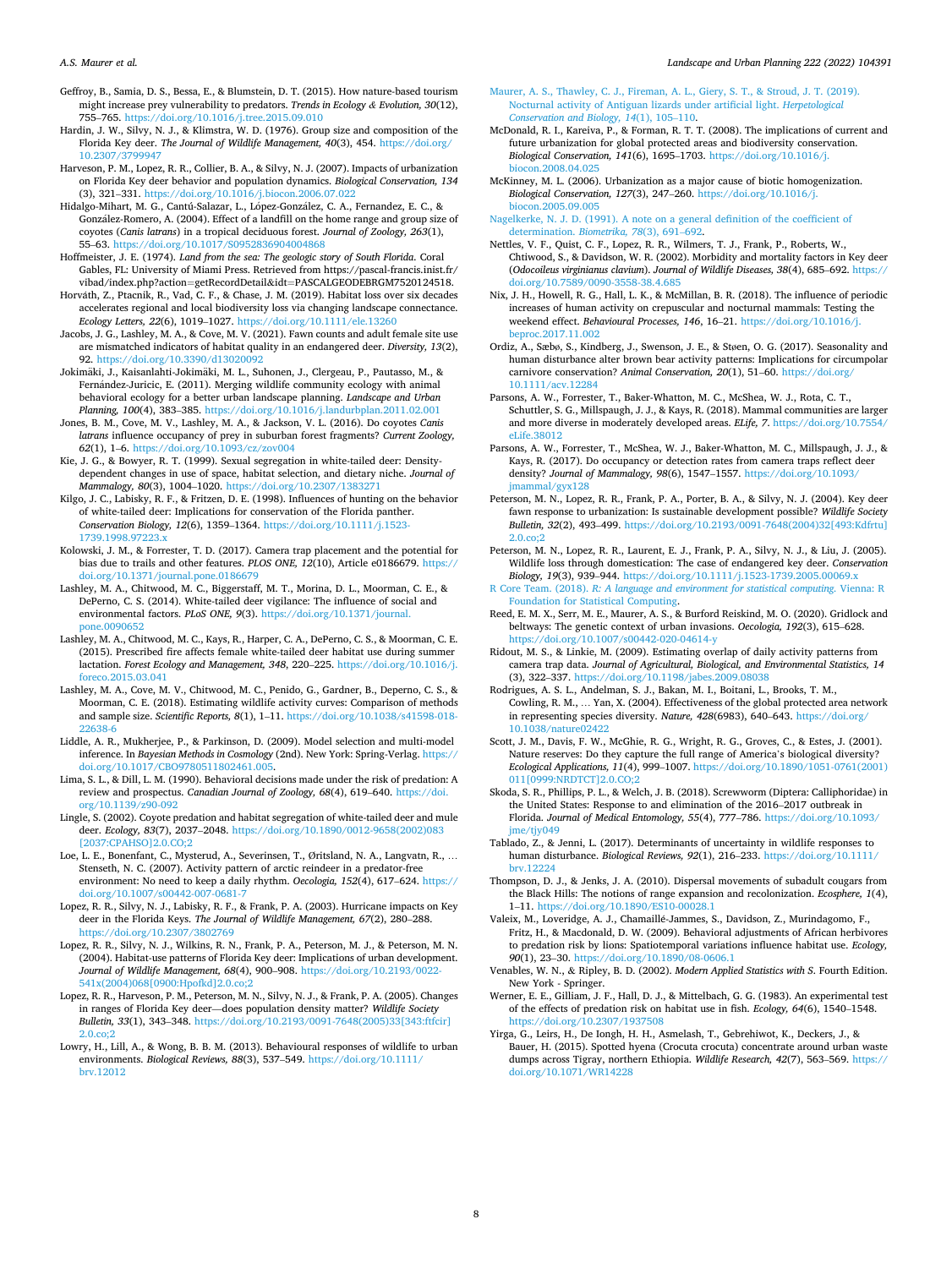Geffroy, B., Samia, D. S., Bessa, E., & Blumstein, D. T. (2015). How nature-based tourism might increase prey vulnerability to predators. *Trends in Ecology & Evolution, 30*(12), 755–765. https://doi.org/10.1016/j.tree.2015.09.010

Hardin, J. W., Silvy, N. J., & Klimstra, W. D. (1976). Group size and composition of the Florida Key deer. *The Journal of Wildlife Management, 40*(3), 454. https://doi.org/10.2307/3799947

Harveson, P. M., Lopez, R. R., Collier, B. A., & Silvy, N. J. (2007). Impacts of urbanization on Florida Key deer behavior and population dynamics. *Biological Conservation, 134* (3), 321–331. https://doi.org/10.1016/j.biocon.2006.07.022

Hidalgo-Mihart, M. G., Cantú-Salazar, L., López-González, C. A., Fernandez, E. C., & González-Romero, A. (2004). Effect of a landfill on the home range and group size of coyotes (*Canis latrans*) in a tropical deciduous forest. *Journal of Zoology, 263*(1), 55–63. https://doi.org/10.1017/S0952836904004868

Hoffmeister, J. E. (1974). *Land from the sea: The geologic story of South Florida*. Coral Gables, FL: University of Miami Press. Retrieved from https://pascal-francis.inist.fr/vibad/index.php?action=getRecordDetail&idt=PASCALGEODEBRGM7520124518.

Horváth, Z., Ptacnik, R., Vad, C. F., & Chase, J. M. (2019). Habitat loss over six decades accelerates regional and local biodiversity loss via changing landscape connectance. *Ecology Letters, 22*(6), 1019–1027. https://doi.org/10.1111/ele.13260

Jacobs, J. G., Lashley, M. A., & Cove, M. V. (2021). Fawn counts and adult female site use are mismatched indicators of habitat quality in an endangered deer. *Diversity, 13*(2), 92. https://doi.org/10.3390/d13020092

Jokimäki, J., Kaisanlahti-Jokimäki, M. L., Suhonen, J., Clergeau, P., Pautasso, M., & Fernández-Juricic, E. (2011). Merging wildlife community ecology with animal behavioral ecology for a better urban landscape planning. *Landscape and Urban Planning, 100*(4), 383–385. https://doi.org/10.1016/j.landurbplan.2011.02.001

Jones, B. M., Cove, M. V., Lashley, M. A., & Jackson, V. L. (2016). Do coyotes *Canis latrans* influence occupancy of prey in suburban forest fragments? *Current Zoology, 62*(1), 1–6. https://doi.org/10.1093/cz/zov004

Kie, J. G., & Bowyer, R. T. (1999). Sexual segregation in white-tailed deer: Density-dependent changes in use of space, habitat selection, and dietary niche. *Journal of Mammalogy, 80*(3), 1004–1020. https://doi.org/10.2307/1383271

Kilgo, J. C., Labisky, R. F., & Fritzen, D. E. (1998). Influences of hunting on the behavior of white-tailed deer: Implications for conservation of the Florida panther. *Conservation Biology, 12*(6), 1359–1364. https://doi.org/10.1111/j.1523-1739.1998.97223.x

Kolowski, J. M., & Forrester, T. D. (2017). Camera trap placement and the potential for bias due to trails and other features. *PLOS ONE, 12*(10), Article e0186679. https://doi.org/10.1371/journal.pone.0186679

Lashley, M. A., Chitwood, M. C., Biggerstaff, M. T., Morina, D. L., Moorman, C. E., & DePerno, C. S. (2014). White-tailed deer vigilance: The influence of social and environmental factors. *PLoS ONE, 9*(3). https://doi.org/10.1371/journal.pone.0090652

Lashley, M. A., Chitwood, M. C., Kays, R., Harper, C. A., DePerno, C. S., & Moorman, C. E. (2015). Prescribed fire affects female white-tailed deer habitat use during summer lactation. *Forest Ecology and Management, 348*, 220–225. https://doi.org/10.1016/j.foreco.2015.03.041

Lashley, M. A., Cove, M. V., Chitwood, M. C., Penido, G., Gardner, B., Deperno, C. S., & Moorman, C. E. (2018). Estimating wildlife activity curves: Comparison of methods and sample size. *Scientific Reports, 8*(1), 1–11. https://doi.org/10.1038/s41598-018-22638-6

Liddle, A. R., Mukherjee, P., & Parkinson, D. (2009). Model selection and multi-model inference. In *Bayesian Methods in Cosmology* (2nd). New York: Spring-Verlag. https://doi.org/10.1017/CBO9780511802461.005.

Lima, S. L., & Dill, L. M. (1990). Behavioral decisions made under the risk of predation: A review and prospectus. *Canadian Journal of Zoology, 68*(4), 619–640. https://doi.org/10.1139/z90-092

Lingle, S. (2002). Coyote predation and habitat segregation of white-tailed deer and mule deer. *Ecology, 83*(7), 2037–2048. https://doi.org/10.1890/0012-9658(2002)083[2037:CPAHSO]2.0.CO;2

Loe, L. E., Bonenfant, C., Mysterud, A., Severinsen, T., Øritsland, N. A., Langvatn, R., … Stenseth, N. C. (2007). Activity pattern of arctic reindeer in a predator-free environment: No need to keep a daily rhythm. *Oecologia, 152*(4), 617–624. https://doi.org/10.1007/s00442-007-0681-7

Lopez, R. R., Silvy, N. J., Labisky, R. F., & Frank, P. A. (2003). Hurricane impacts on Key deer in the Florida Keys. *The Journal of Wildlife Management, 67*(2), 280–288. https://doi.org/10.2307/3802769

Lopez, R. R., Silvy, N. J., Wilkins, R. N., Frank, P. A., Peterson, M. J., & Peterson, M. N. (2004). Habitat-use patterns of Florida Key deer: Implications of urban development. *Journal of Wildlife Management, 68*(4), 900–908. https://doi.org/10.2193/0022-541x(2004)068[0900:Hpofkd]2.0.co;2

Lopez, R. R., Harveson, P. M., Peterson, M. N., Silvy, N. J., & Frank, P. A. (2005). Changes in ranges of Florida Key deer—does population density matter? *Wildlife Society Bulletin, 33*(1), 343–348. https://doi.org/10.2193/0091-7648(2005)33[343:ftfcir]2.0.co;2

Lowry, H., Lill, A., & Wong, B. B. M. (2013). Behavioural responses of wildlife to urban environments. *Biological Reviews, 88*(3), 537–549. https://doi.org/10.1111/brv.12012

Maurer, A. S., Thawley, C. J., Fireman, A. L., Giery, S. T., & Stroud, J. T. (2019). Nocturnal activity of Antiguan lizards under artificial light. *Herpetological Conservation and Biology, 14*(1), 105–110.

McDonald, R. I., Kareiva, P., & Forman, R. T. T. (2008). The implications of current and future urbanization for global protected areas and biodiversity conservation. *Biological Conservation, 141*(6), 1695–1703. https://doi.org/10.1016/j.biocon.2008.04.025

McKinney, M. L. (2006). Urbanization as a major cause of biotic homogenization. *Biological Conservation, 127*(3), 247–260. https://doi.org/10.1016/j.biocon.2005.09.005

Nagelkerke, N. J. D. (1991). A note on a general definition of the coefficient of determination. *Biometrika, 78*(3), 691–692.

Nettles, V. F., Quist, C. F., Lopez, R. R., Wilmers, T. J., Frank, P., Roberts, W., Chitwood, S., & Davidson, W. R. (2002). Morbidity and mortality factors in Key deer (*Odocoileus virginianus clavium*). *Journal of Wildlife Diseases, 38*(4), 685–692. https://doi.org/10.7589/0090-3558-38.4.685

Nix, J. H., Howell, R. G., Hall, L. K., & McMillan, B. R. (2018). The influence of periodic increases of human activity on crepuscular and nocturnal mammals: Testing the weekend effect. *Behavioural Processes, 146*, 16–21. https://doi.org/10.1016/j.beproc.2017.11.002

Ordiz, A., Sæbø, S., Kindberg, J., Swenson, J. E., & Støen, O. G. (2017). Seasonality and human disturbance alter brown bear activity patterns: Implications for circumpolar carnivore conservation? *Animal Conservation, 20*(1), 51–60. https://doi.org/10.1111/acv.12284

Parsons, A. W., Forrester, T., Baker-Whatton, M. C., McShea, W. J., Rota, C. T., Schuttler, S. G., Millspaugh, J. J., & Kays, R. (2018). Mammal communities are larger and more diverse in moderately developed areas. *ELife, 7*. https://doi.org/10.7554/eLife.38012

Parsons, A. W., Forrester, T., McShea, W. J., Baker-Whatton, M. C., Millspaugh, J. J., & Kays, R. (2017). Do occupancy or detection rates from camera traps reflect deer density? *Journal of Mammalogy, 98*(6), 1547–1557. https://doi.org/10.1093/jmammal/gyx128

Peterson, M. N., Lopez, R. R., Frank, P. A., Porter, B. A., & Silvy, N. J. (2004). Key deer fawn response to urbanization: Is sustainable development possible? *Wildlife Society Bulletin, 32*(2), 493–499. https://doi.org/10.2193/0091-7648(2004)32[493:Kdfrtu]2.0.co;2

Peterson, M. N., Lopez, R. R., Laurent, E. J., Frank, P. A., Silvy, N. J., & Liu, J. (2005). Wildlife loss through domestication: The case of endangered key deer. *Conservation Biology, 19*(3), 939–944. https://doi.org/10.1111/j.1523-1739.2005.00069.x

R Core Team. (2018). *R: A language and environment for statistical computing*. Vienna: R Foundation for Statistical Computing.

Reed, E. M. X., Serr, M. E., Maurer, A. S., & Burford Reiskind, M. O. (2020). Gridlock and beltways: The genetic context of urban invasions. *Oecologia, 192*(3), 615–628. https://doi.org/10.1007/s00442-020-04614-y

Ridout, M. S., & Linkie, M. (2009). Estimating overlap of daily activity patterns from camera trap data. *Journal of Agricultural, Biological, and Environmental Statistics, 14* (3), 322–337. https://doi.org/10.1198/jabes.2009.08038

Rodrigues, A. S. L., Andelman, S. J., Bakan, M. I., Boitani, L., Brooks, T. M., Cowling, R. M., … Yan, X. (2004). Effectiveness of the global protected area network in representing species diversity. *Nature, 428*(6983), 640–643. https://doi.org/10.1038/nature02422

Scott, J. M., Davis, F. W., McGhie, R. G., Wright, R. G., Groves, C., & Estes, J. (2001). Nature reserves: Do they capture the full range of America's biological diversity? *Ecological Applications, 11*(4), 999–1007. https://doi.org/10.1890/1051-0761(2001)011[0999:NRDTCT]2.0.CO;2

Skoda, S. R., Phillips, P. L., & Welch, J. B. (2018). Screwworm (Diptera: Calliphoridae) in the United States: Response to and elimination of the 2016–2017 outbreak in Florida. *Journal of Medical Entomology, 55*(4), 777–786. https://doi.org/10.1093/jme/tjy049

Tablado, Z., & Jenni, L. (2017). Determinants of uncertainty in wildlife responses to human disturbance. *Biological Reviews, 92*(1), 216–233. https://doi.org/10.1111/brv.12224

Thompson, D. J., & Jenks, J. A. (2010). Dispersal movements of subadult cougars from the Black Hills: The notions of range expansion and recolonization. *Ecosphere, 1*(4), 1–11. https://doi.org/10.1890/ES10-00028.1

Valeix, M., Loveridge, A. J., Chamaillé-Jammes, S., Davidson, Z., Murindagomo, F., Fritz, H., & Macdonald, D. W. (2009). Behavioral adjustments of African herbivores to predation risk by lions: Spatiotemporal variations influence habitat use. *Ecology, 90*(1), 23–30. https://doi.org/10.1890/08-0606.1

Venables, W. N., & Ripley, B. D. (2002). *Modern Applied Statistics with S*. Fourth Edition. New York - Springer.

Werner, E. E., Gilliam, J. F., Hall, D. J., & Mittelbach, G. G. (1983). An experimental test of the effects of predation risk on habitat use in fish. *Ecology, 64*(6), 1540–1548. https://doi.org/10.2307/1937508

Yirga, G., Leirs, H., De Iongh, H. H., Asmelash, T., Gebrehiwot, K., Deckers, J., & Bauer, H. (2015). Spotted hyena (Crocuta crocuta) concentrate around urban waste dumps across Tigray, northern Ethiopia. *Wildlife Research, 42*(7), 563–569. https://doi.org/10.1071/WR14228